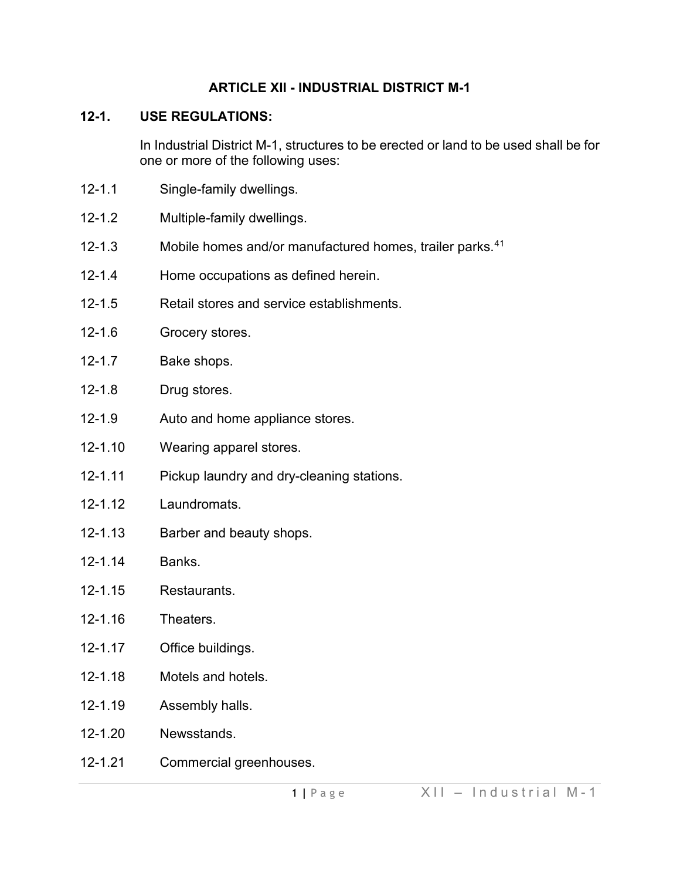# ARTICLE XII - INDUSTRIAL DISTRICT M-1

## 12-1. USE REGULATIONS:

In Industrial District M-1, structures to be erected or land to be used shall be for one or more of the following uses:

12-1.1 Single-family dwellings.

12-1.2 Multiple-family dwellings.

12-1.3 Mobile homes and/or manufactured homes, trailer parks.[41]

12-1.4 Home occupations as defined herein.

12-1.5 Retail stores and service establishments.

12-1.6 Grocery stores.

12-1.7 Bake shops.

12-1.8 Drug stores.

12-1.9 Auto and home appliance stores.

12-1.10 Wearing apparel stores.

12-1.11 Pickup laundry and dry-cleaning stations.

12-1.12 Laundromats.

12-1.13 Barber and beauty shops.

12-1.14 Banks.

12-1.15 Restaurants.

12-1.16 Theaters.

12-1.17 Office buildings.

12-1.18 Motels and hotels.

12-1.19 Assembly halls.

12-1.20 Newsstands.

12-1.21 Commercial greenhouses.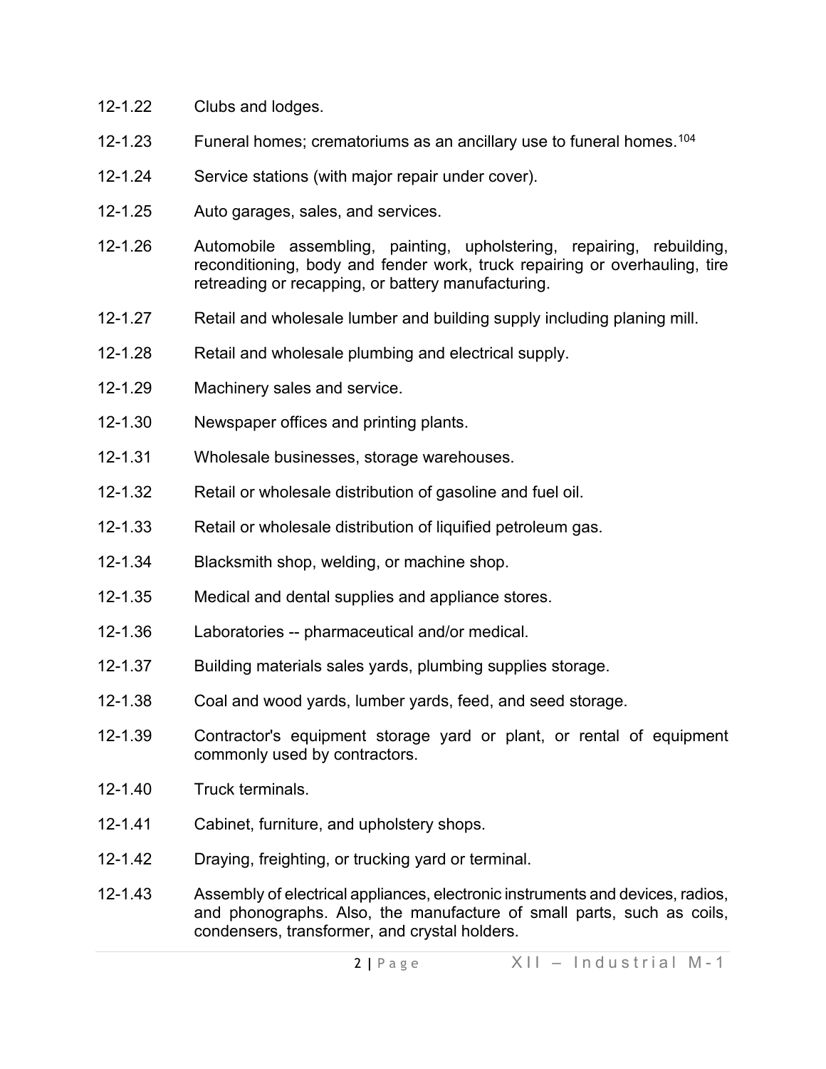12-1.22 Clubs and lodges.

12-1.23 Funeral homes; crematoriums as an ancillary use to funeral homes.[104]

12-1.24 Service stations (with major repair under cover).

12-1.25 Auto garages, sales, and services.

12-1.26 Automobile assembling, painting, upholstering, repairing, rebuilding, reconditioning, body and fender work, truck repairing or overhauling, tire retreading or recapping, or battery manufacturing.

12-1.27 Retail and wholesale lumber and building supply including planing mill.

12-1.28 Retail and wholesale plumbing and electrical supply.

12-1.29 Machinery sales and service.

12-1.30 Newspaper offices and printing plants.

12-1.31 Wholesale businesses, storage warehouses.

12-1.32 Retail or wholesale distribution of gasoline and fuel oil.

12-1.33 Retail or wholesale distribution of liquified petroleum gas.

12-1.34 Blacksmith shop, welding, or machine shop.

12-1.35 Medical and dental supplies and appliance stores.

12-1.36 Laboratories -- pharmaceutical and/or medical.

12-1.37 Building materials sales yards, plumbing supplies storage.

12-1.38 Coal and wood yards, lumber yards, feed, and seed storage.

12-1.39 Contractor's equipment storage yard or plant, or rental of equipment commonly used by contractors.

12-1.40 Truck terminals.

12-1.41 Cabinet, furniture, and upholstery shops.

12-1.42 Draying, freighting, or trucking yard or terminal.

12-1.43 Assembly of electrical appliances, electronic instruments and devices, radios, and phonographs. Also, the manufacture of small parts, such as coils, condensers, transformer, and crystal holders.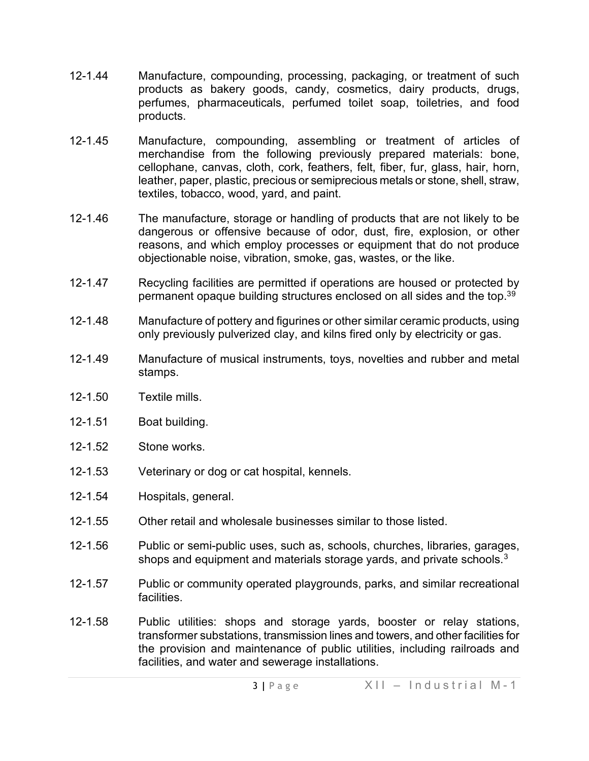12-1.44 Manufacture, compounding, processing, packaging, or treatment of such products as bakery goods, candy, cosmetics, dairy products, drugs, perfumes, pharmaceuticals, perfumed toilet soap, toiletries, and food products.

12-1.45 Manufacture, compounding, assembling or treatment of articles of merchandise from the following previously prepared materials: bone, cellophane, canvas, cloth, cork, feathers, felt, fiber, fur, glass, hair, horn, leather, paper, plastic, precious or semiprecious metals or stone, shell, straw, textiles, tobacco, wood, yard, and paint.

12-1.46 The manufacture, storage or handling of products that are not likely to be dangerous or offensive because of odor, dust, fire, explosion, or other reasons, and which employ processes or equipment that do not produce objectionable noise, vibration, smoke, gas, wastes, or the like.

12-1.47 Recycling facilities are permitted if operations are housed or protected by permanent opaque building structures enclosed on all sides and the top.[39]

12-1.48 Manufacture of pottery and figurines or other similar ceramic products, using only previously pulverized clay, and kilns fired only by electricity or gas.

12-1.49 Manufacture of musical instruments, toys, novelties and rubber and metal stamps.

12-1.50 Textile mills.

12-1.51 Boat building.

12-1.52 Stone works.

12-1.53 Veterinary or dog or cat hospital, kennels.

12-1.54 Hospitals, general.

12-1.55 Other retail and wholesale businesses similar to those listed.

12-1.56 Public or semi-public uses, such as, schools, churches, libraries, garages, shops and equipment and materials storage yards, and private schools.[3]

12-1.57 Public or community operated playgrounds, parks, and similar recreational facilities.

12-1.58 Public utilities: shops and storage yards, booster or relay stations, transformer substations, transmission lines and towers, and other facilities for the provision and maintenance of public utilities, including railroads and facilities, and water and sewerage installations.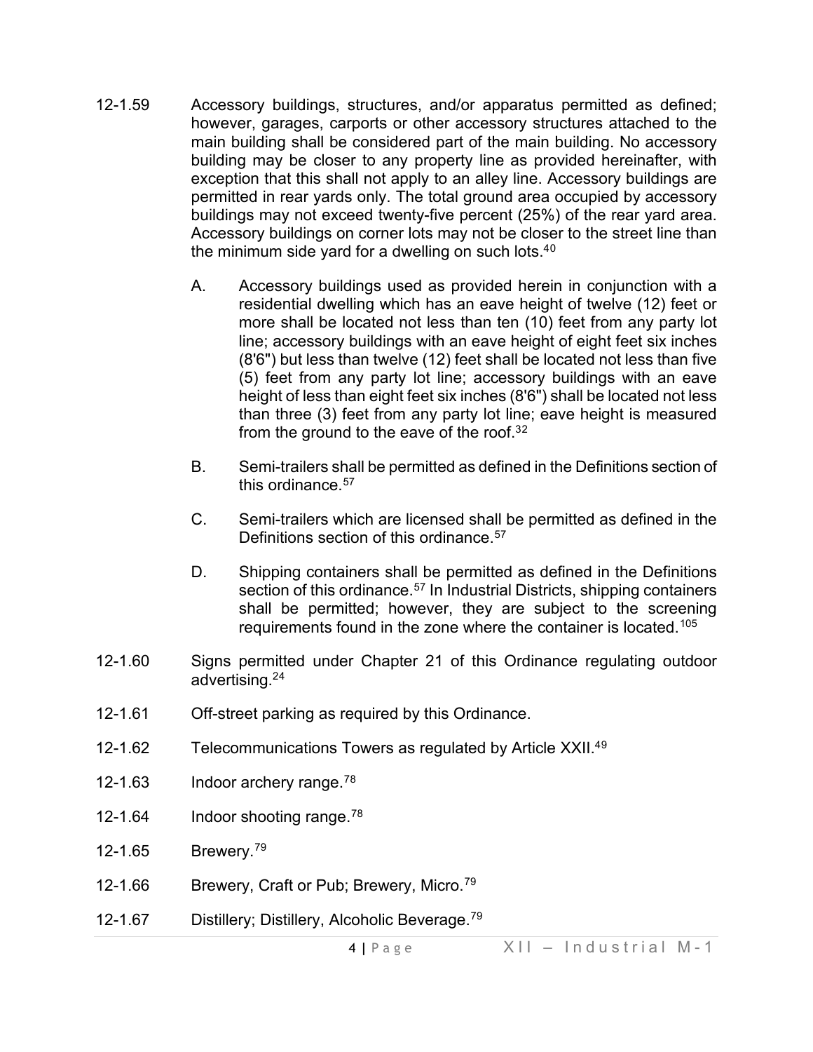12-1.59 Accessory buildings, structures, and/or apparatus permitted as defined; however, garages, carports or other accessory structures attached to the main building shall be considered part of the main building. No accessory building may be closer to any property line as provided hereinafter, with exception that this shall not apply to an alley line. Accessory buildings are permitted in rear yards only. The total ground area occupied by accessory buildings may not exceed twenty-five percent (25%) of the rear yard area. Accessory buildings on corner lots may not be closer to the street line than the minimum side yard for a dwelling on such lots.[40]

A. Accessory buildings used as provided herein in conjunction with a residential dwelling which has an eave height of twelve (12) feet or more shall be located not less than ten (10) feet from any party lot line; accessory buildings with an eave height of eight feet six inches (8'6") but less than twelve (12) feet shall be located not less than five (5) feet from any party lot line; accessory buildings with an eave height of less than eight feet six inches (8'6") shall be located not less than three (3) feet from any party lot line; eave height is measured from the ground to the eave of the roof.[32]

B. Semi-trailers shall be permitted as defined in the Definitions section of this ordinance.[57]

C. Semi-trailers which are licensed shall be permitted as defined in the Definitions section of this ordinance.[57]

D. Shipping containers shall be permitted as defined in the Definitions section of this ordinance.[57] In Industrial Districts, shipping containers shall be permitted; however, they are subject to the screening requirements found in the zone where the container is located.[105]

12-1.60 Signs permitted under Chapter 21 of this Ordinance regulating outdoor advertising.[24]

12-1.61 Off-street parking as required by this Ordinance.

12-1.62 Telecommunications Towers as regulated by Article XXII.[49]

12-1.63 Indoor archery range.[78]

12-1.64 Indoor shooting range.[78]

12-1.65 Brewery.[79]

12-1.66 Brewery, Craft or Pub; Brewery, Micro.[79]

12-1.67 Distillery; Distillery, Alcoholic Beverage.[79]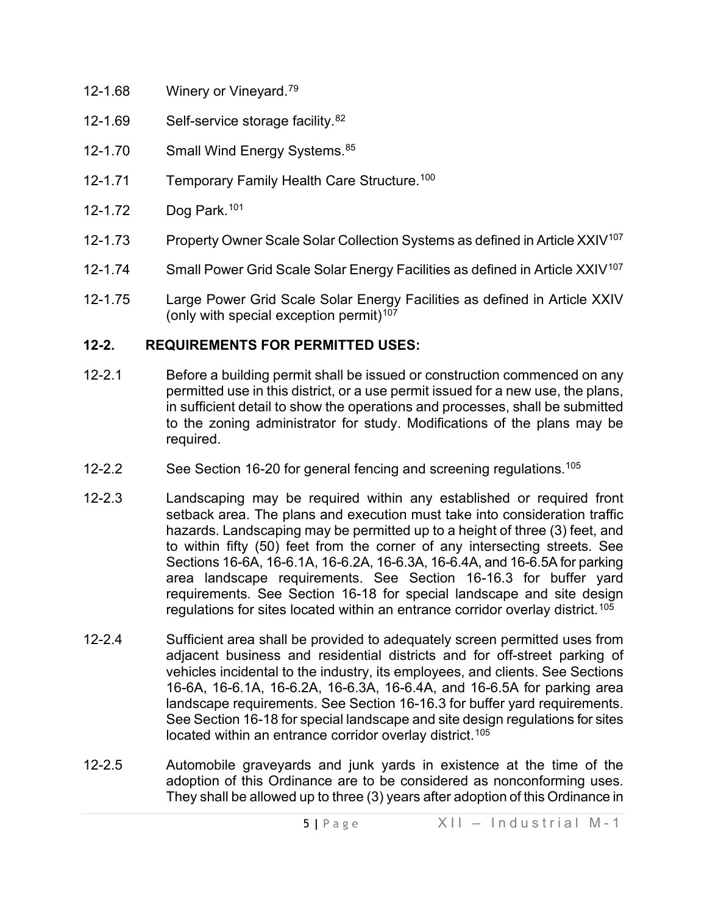12-1.68 Winery or Vineyard.[79]

12-1.69 Self-service storage facility.[82]

12-1.70 Small Wind Energy Systems.[85]

12-1.71 Temporary Family Health Care Structure.[100]

12-1.72 Dog Park.[101]

12-1.73 Property Owner Scale Solar Collection Systems as defined in Article XXIV[107]

12-1.74 Small Power Grid Scale Solar Energy Facilities as defined in Article XXIV[107]

12-1.75 Large Power Grid Scale Solar Energy Facilities as defined in Article XXIV (only with special exception permit)[107]

## 12-2. REQUIREMENTS FOR PERMITTED USES:

12-2.1 Before a building permit shall be issued or construction commenced on any permitted use in this district, or a use permit issued for a new use, the plans, in sufficient detail to show the operations and processes, shall be submitted to the zoning administrator for study. Modifications of the plans may be required.

12-2.2 See Section 16-20 for general fencing and screening regulations.[105]

12-2.3 Landscaping may be required within any established or required front setback area. The plans and execution must take into consideration traffic hazards. Landscaping may be permitted up to a height of three (3) feet, and to within fifty (50) feet from the corner of any intersecting streets. See Sections 16-6A, 16-6.1A, 16-6.2A, 16-6.3A, 16-6.4A, and 16-6.5A for parking area landscape requirements. See Section 16-16.3 for buffer yard requirements. See Section 16-18 for special landscape and site design regulations for sites located within an entrance corridor overlay district.[105]

12-2.4 Sufficient area shall be provided to adequately screen permitted uses from adjacent business and residential districts and for off-street parking of vehicles incidental to the industry, its employees, and clients. See Sections 16-6A, 16-6.1A, 16-6.2A, 16-6.3A, 16-6.4A, and 16-6.5A for parking area landscape requirements. See Section 16-16.3 for buffer yard requirements. See Section 16-18 for special landscape and site design regulations for sites located within an entrance corridor overlay district.[105]

12-2.5 Automobile graveyards and junk yards in existence at the time of the adoption of this Ordinance are to be considered as nonconforming uses. They shall be allowed up to three (3) years after adoption of this Ordinance in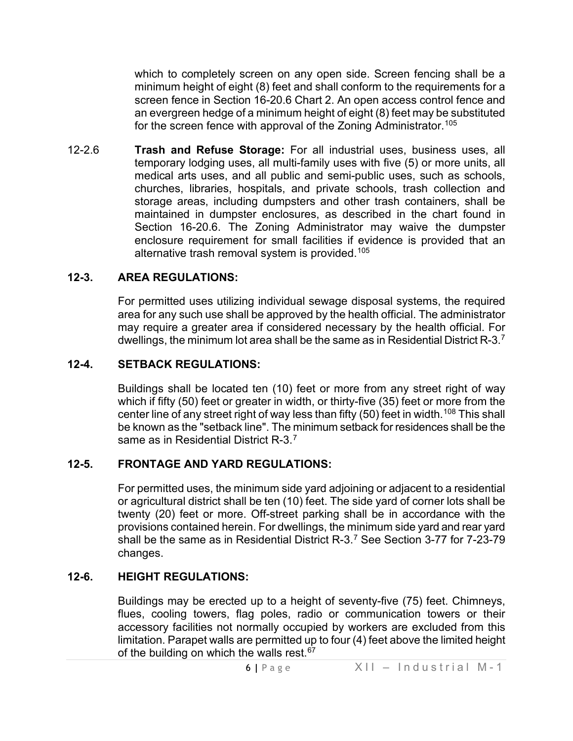which to completely screen on any open side. Screen fencing shall be a minimum height of eight (8) feet and shall conform to the requirements for a screen fence in Section 16-20.6 Chart 2. An open access control fence and an evergreen hedge of a minimum height of eight (8) feet may be substituted for the screen fence with approval of the Zoning Administrator.[105]

12-2.6 **Trash and Refuse Storage:** For all industrial uses, business uses, all temporary lodging uses, all multi-family uses with five (5) or more units, all medical arts uses, and all public and semi-public uses, such as schools, churches, libraries, hospitals, and private schools, trash collection and storage areas, including dumpsters and other trash containers, shall be maintained in dumpster enclosures, as described in the chart found in Section 16-20.6. The Zoning Administrator may waive the dumpster enclosure requirement for small facilities if evidence is provided that an alternative trash removal system is provided.[105]

## 12-3. AREA REGULATIONS:

For permitted uses utilizing individual sewage disposal systems, the required area for any such use shall be approved by the health official. The administrator may require a greater area if considered necessary by the health official. For dwellings, the minimum lot area shall be the same as in Residential District R-3.[7]

## 12-4. SETBACK REGULATIONS:

Buildings shall be located ten (10) feet or more from any street right of way which if fifty (50) feet or greater in width, or thirty-five (35) feet or more from the center line of any street right of way less than fifty (50) feet in width.[108] This shall be known as the "setback line". The minimum setback for residences shall be the same as in Residential District R-3.[7]

## 12-5. FRONTAGE AND YARD REGULATIONS:

For permitted uses, the minimum side yard adjoining or adjacent to a residential or agricultural district shall be ten (10) feet. The side yard of corner lots shall be twenty (20) feet or more. Off-street parking shall be in accordance with the provisions contained herein. For dwellings, the minimum side yard and rear yard shall be the same as in Residential District R-3.[7] See Section 3-77 for 7-23-79 changes.

## 12-6. HEIGHT REGULATIONS:

Buildings may be erected up to a height of seventy-five (75) feet. Chimneys, flues, cooling towers, flag poles, radio or communication towers or their accessory facilities not normally occupied by workers are excluded from this limitation. Parapet walls are permitted up to four (4) feet above the limited height of the building on which the walls rest.[67]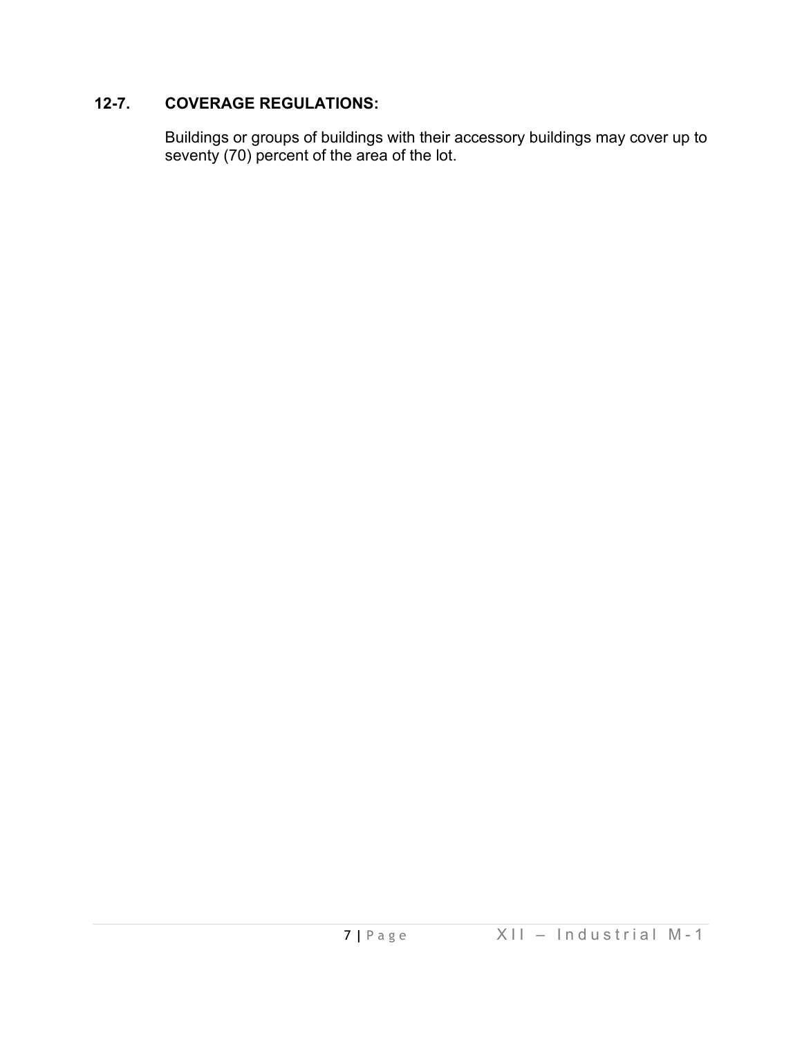## 12-7. COVERAGE REGULATIONS:

Buildings or groups of buildings with their accessory buildings may cover up to seventy (70) percent of the area of the lot.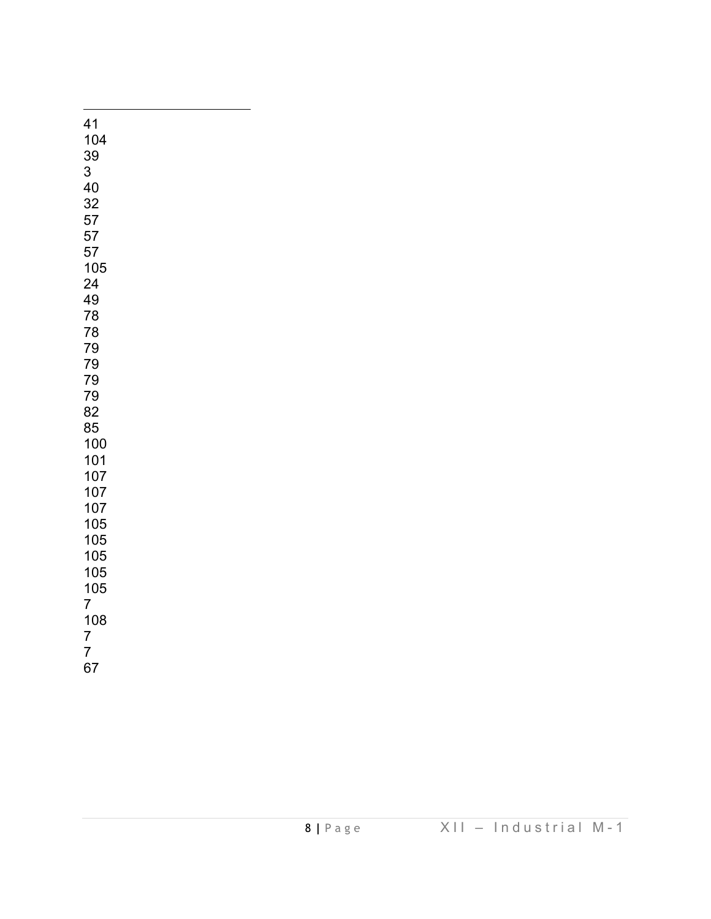---

41
104
39
3
40
32
57
57
57
105
24
49
78
78
79
79
79
79
82
85
100
101
107
107
107
105
105
105
105
105
7
108
7
7
67